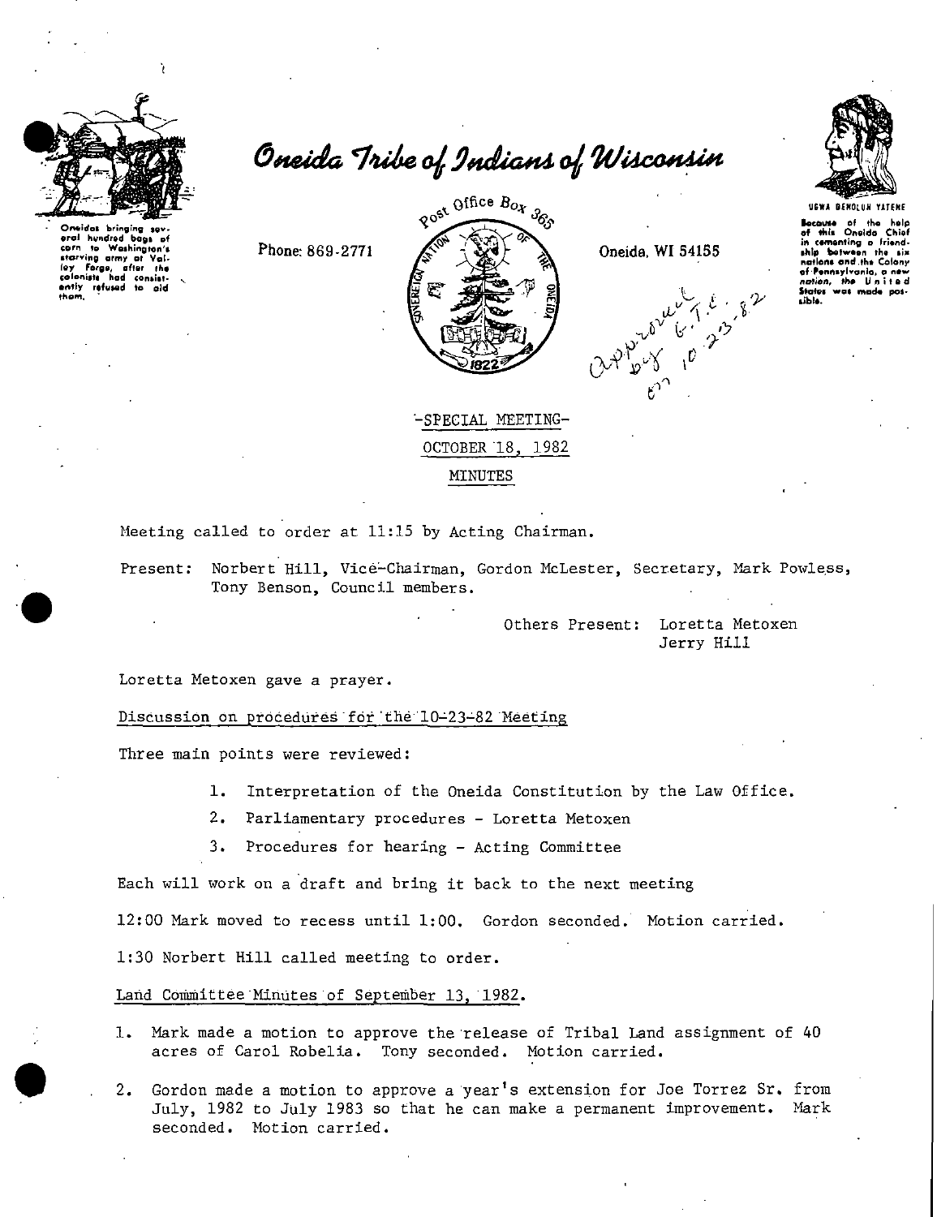Oneidas bringing several hundred bags of corn to Washington's starving army at Valley Forge, after the colonists had consistently refused to aid them.

# Oneida Tribe of Indians of Wisconsin

Phone: 869-2771

Post Office Box 365

Oneida, WI 54155

UGWA DEHOLUN YATEHE

Because of the help of this Oneida Chief in cementing a friendship between the six nations and the Colony of Pennsylvania, a new nation, the United States was made possible.

Approved by O.T.C. on 10-23-82

-SPECIAL MEETING-

OCTOBER 18, 1982

MINUTES

Meeting called to order at 11:15 by Acting Chairman.

Present: Norbert Hill, Vice-Chairman, Gordon McLester, Secretary, Mark Powless, Tony Benson, Council members.

Others Present: Loretta Metoxen
Jerry Hill

Loretta Metoxen gave a prayer.

Discussion on procedures for the 10-23-82 Meeting

Three main points were reviewed:

1. Interpretation of the Oneida Constitution by the Law Office.
2. Parliamentary procedures - Loretta Metoxen
3. Procedures for hearing - Acting Committee

Each will work on a draft and bring it back to the next meeting

12:00 Mark moved to recess until 1:00. Gordon seconded. Motion carried.

1:30 Norbert Hill called meeting to order.

Land Committee Minutes of September 13, 1982.

1. Mark made a motion to approve the release of Tribal Land assignment of 40 acres of Carol Robelia. Tony seconded. Motion carried.
2. Gordon made a motion to approve a year's extension for Joe Torrez Sr. from July, 1982 to July 1983 so that he can make a permanent improvement. Mark seconded. Motion carried.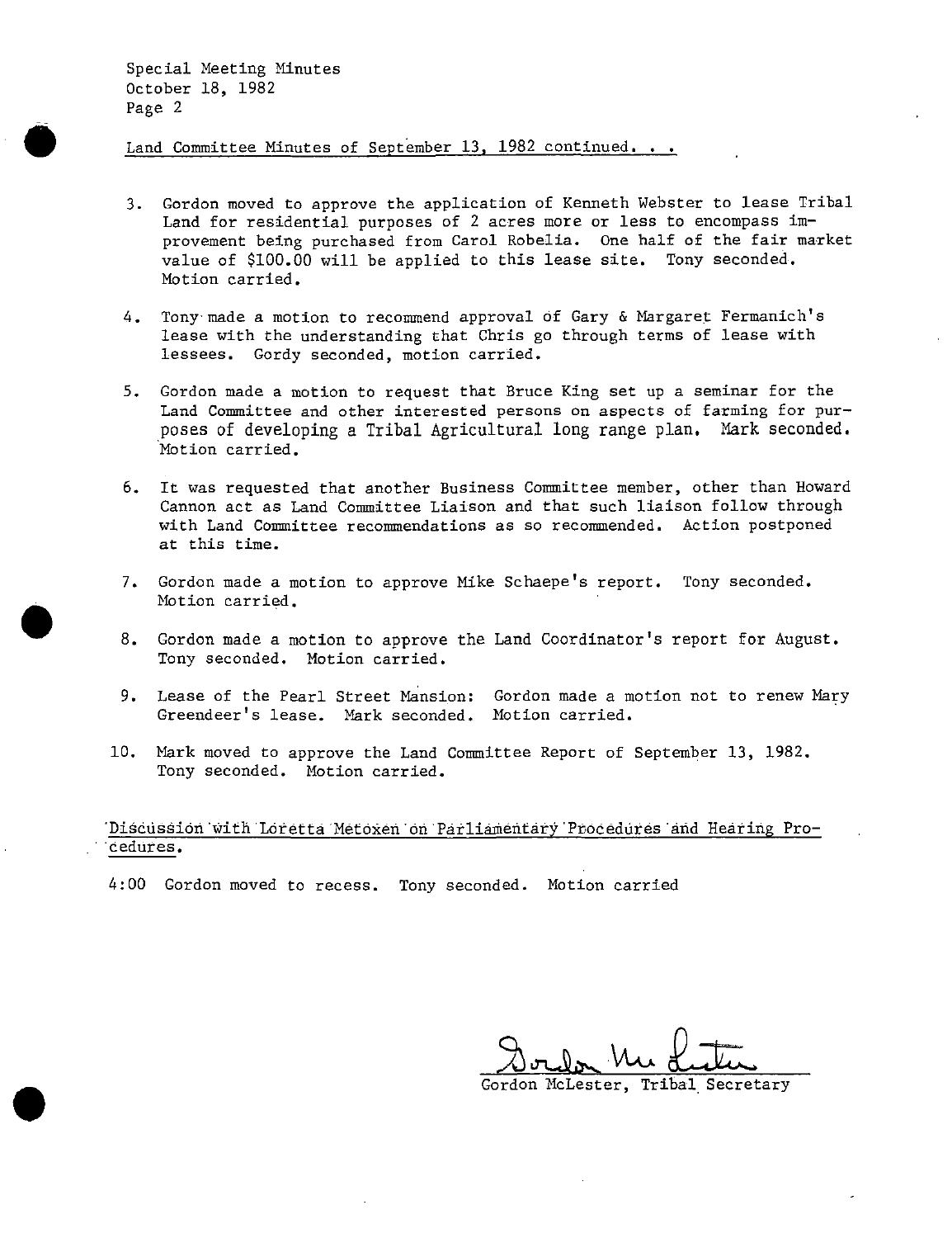Special Meeting Minutes
October 18, 1982
Page 2

Land Committee Minutes of September 13, 1982 continued. . .

3. Gordon moved to approve the application of Kenneth Webster to lease Tribal Land for residential purposes of 2 acres more or less to encompass improvement being purchased from Carol Robelia. One half of the fair market value of $100.00 will be applied to this lease site. Tony seconded. Motion carried.

4. Tony made a motion to recommend approval of Gary & Margaret Fermanich's lease with the understanding that Chris go through terms of lease with lessees. Gordy seconded, motion carried.

5. Gordon made a motion to request that Bruce King set up a seminar for the Land Committee and other interested persons on aspects of farming for purposes of developing a Tribal Agricultural long range plan. Mark seconded. Motion carried.

6. It was requested that another Business Committee member, other than Howard Cannon act as Land Committee Liaison and that such liaison follow through with Land Committee recommendations as so recommended. Action postponed at this time.

7. Gordon made a motion to approve Mike Schaepe's report. Tony seconded. Motion carried.

8. Gordon made a motion to approve the Land Coordinator's report for August. Tony seconded. Motion carried.

9. Lease of the Pearl Street Mansion: Gordon made a motion not to renew Mary Greendeer's lease. Mark seconded. Motion carried.

10. Mark moved to approve the Land Committee Report of September 13, 1982. Tony seconded. Motion carried.

Discussion with Loretta Metoxen on Parliamentary Procedures and Hearing Procedures.

4:00 Gordon moved to recess. Tony seconded. Motion carried

Gordon McLester, Tribal Secretary